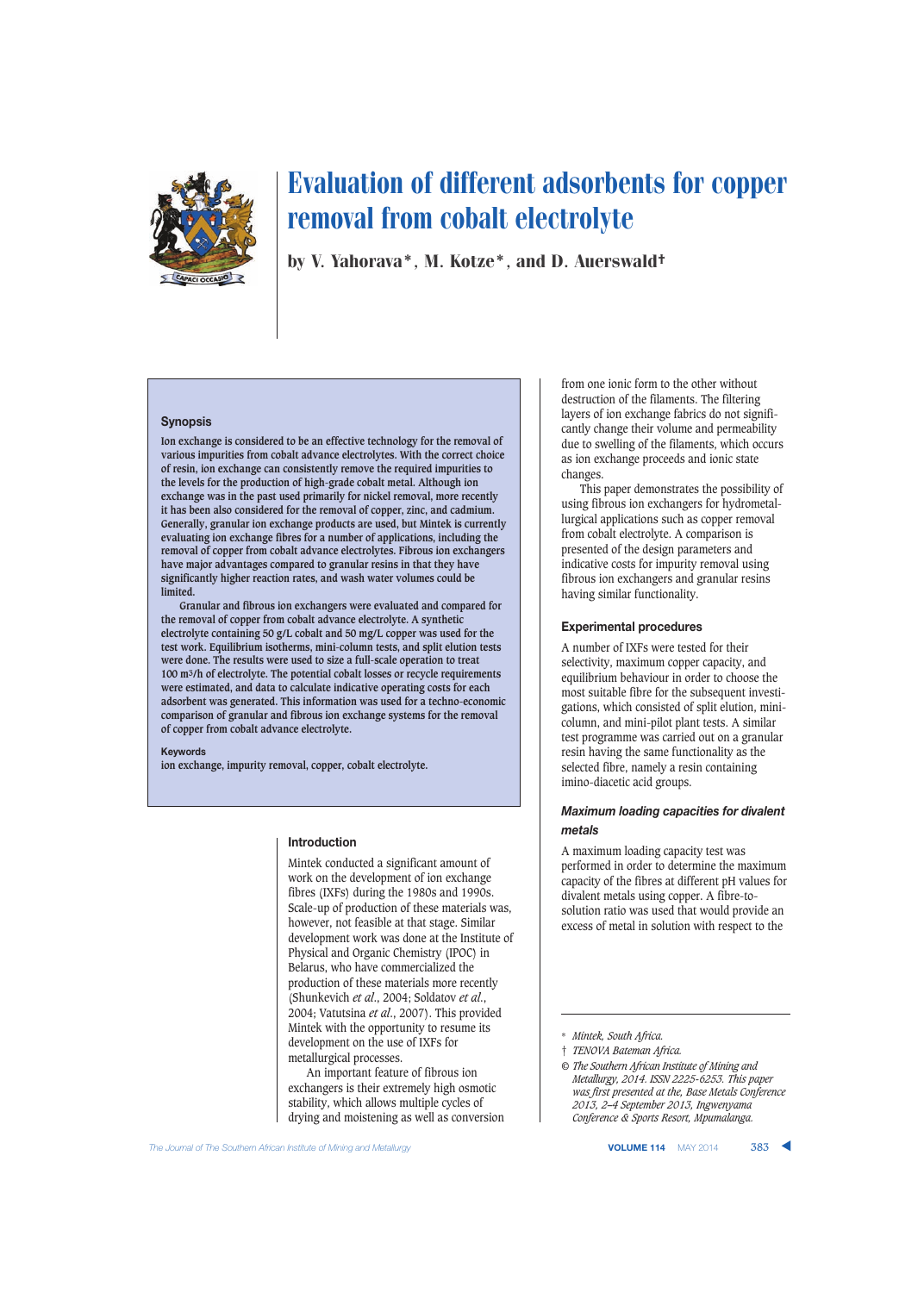# Evaluation of different adsorbents for copper removal from cobalt electrolyte

**by V. Yahorava\*, M. Kotze\*, and D. Auerswald†**

### Synopsis

**Ion exchange is considered to be an effective technology for the removal of various impurities from cobalt advance electrolytes. With the correct choice of resin, ion exchange can consistently remove the required impurities to the levels for the production of high-grade cobalt metal. Although ion exchange was in the past used primarily for nickel removal, more recently it has been also considered for the removal of copper, zinc, and cadmium. Generally, granular ion exchange products are used, but Mintek is currently evaluating ion exchange fibres for a number of applications, including the removal of copper from cobalt advance electrolytes. Fibrous ion exchangers have major advantages compared to granular resins in that they have significantly higher reaction rates, and wash water volumes could be limited.**

**Granular and fibrous ion exchangers were evaluated and compared for the removal of copper from cobalt advance electrolyte. A synthetic electrolyte containing 50 g/L cobalt and 50 mg/L copper was used for the test work. Equilibrium isotherms, mini-column tests, and split elution tests were done. The results were used to size a full-scale operation to treat 100 m³/h of electrolyte. The potential cobalt losses or recycle requirements were estimated, and data to calculate indicative operating costs for each adsorbent was generated. This information was used for a techno-economic comparison of granular and fibrous ion exchange systems for the removal of copper from cobalt advance electrolyte.**

### Keywords

ion exchange, impurity removal, copper, cobalt electrolyte.

## Introduction

Mintek conducted a significant amount of work on the development of ion exchange fibres (IXFs) during the 1980s and 1990s. Scale-up of production of these materials was, however, not feasible at that stage. Similar development work was done at the Institute of Physical and Organic Chemistry (IPOC) in Belarus, who have commercialized the production of these materials more recently (Shunkevich *et al*., 2004; Soldatov *et al*., 2004; Vatutsina *et al*., 2007). This provided Mintek with the opportunity to resume its development on the use of IXFs for metallurgical processes.

An important feature of fibrous ion exchangers is their extremely high osmotic stability, which allows multiple cycles of drying and moistening as well as conversion from one ionic form to the other without destruction of the filaments. The filtering layers of ion exchange fabrics do not significantly change their volume and permeability due to swelling of the filaments, which occurs as ion exchange proceeds and ionic state changes.

This paper demonstrates the possibility of using fibrous ion exchangers for hydrometallurgical applications such as copper removal from cobalt electrolyte. A comparison is presented of the design parameters and indicative costs for impurity removal using fibrous ion exchangers and granular resins having similar functionality.

## Experimental procedures

A number of IXFs were tested for their selectivity, maximum copper capacity, and equilibrium behaviour in order to choose the most suitable fibre for the subsequent investigations, which consisted of split elution, mini-column, and mini-pilot plant tests. A similar test programme was carried out on a granular resin having the same functionality as the selected fibre, namely a resin containing imino-diacetic acid groups.

### *Maximum loading capacities for divalent metals*

A maximum loading capacity test was performed in order to determine the maximum capacity of the fibres at different pH values for divalent metals using copper. A fibre-to-solution ratio was used that would provide an excess of metal in solution with respect to the

\* *Mintek, South Africa.*

† *TENOVA Bateman Africa.*

© *The Southern African Institute of Mining and Metallurgy, 2014. ISSN 2225-6253. This paper was first presented at the, Base Metals Conference 2013, 2–4 September 2013, Ingwenyama Conference & Sports Resort, Mpumalanga.*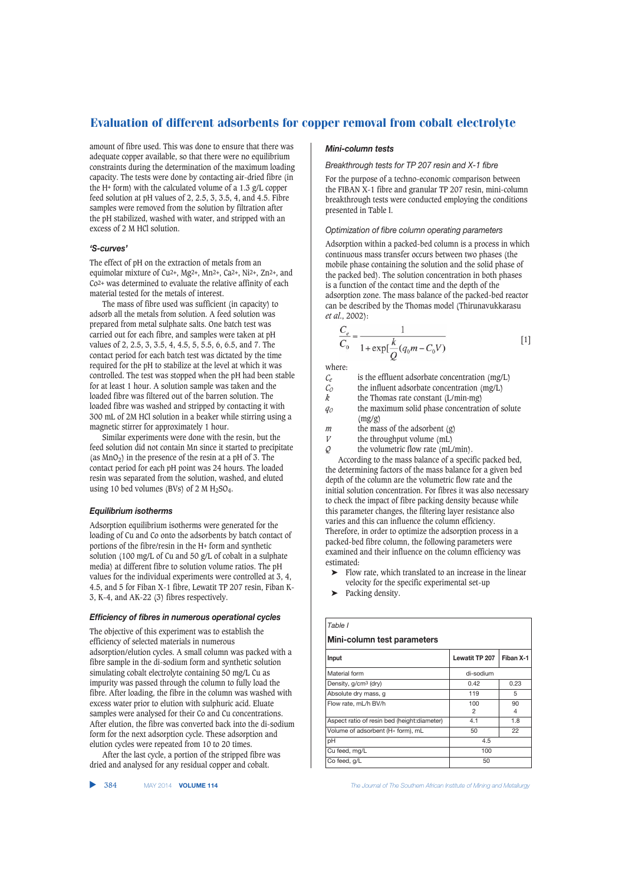amount of fibre used. This was done to ensure that there was adequate copper available, so that there were no equilibrium constraints during the determination of the maximum loading capacity. The tests were done by contacting air-dried fibre (in the $H^+$ form) with the calculated volume of a 1.3 g/L copper feed solution at pH values of 2, 2.5, 3, 3.5, 4, and 4.5. Fibre samples were removed from the solution by filtration after the pH stabilized, washed with water, and stripped with an excess of 2 M HCl solution.

### 'S-curves'

The effect of pH on the extraction of metals from an equimolar mixture of $Cu^{2+}$, $Mg^{2+}$, $Mn^{2+}$, $Ca^{2+}$, $Ni^{2+}$, $Zn^{2+}$, and $Co^{2+}$ was determined to evaluate the relative affinity of each material tested for the metals of interest.

The mass of fibre used was sufficient (in capacity) to adsorb all the metals from solution. A feed solution was prepared from metal sulphate salts. One batch test was carried out for each fibre, and samples were taken at pH values of 2, 2.5, 3, 3.5, 4, 4.5, 5, 5.5, 6, 6.5, and 7. The contact period for each batch test was dictated by the time required for the pH to stabilize at the level at which it was controlled. The test was stopped when the pH had been stable for at least 1 hour. A solution sample was taken and the loaded fibre was filtered out of the barren solution. The loaded fibre was washed and stripped by contacting it with 300 mL of 2M HCl solution in a beaker while stirring using a magnetic stirrer for approximately 1 hour.

Similar experiments were done with the resin, but the feed solution did not contain Mn since it started to precipitate (as $MnO_2$) in the presence of the resin at a pH of 3. The contact period for each pH point was 24 hours. The loaded resin was separated from the solution, washed, and eluted using 10 bed volumes (BVs) of 2 M $H_2SO_4$.

### Equilibrium isotherms

Adsorption equilibrium isotherms were generated for the loading of Cu and Co onto the adsorbents by batch contact of portions of the fibre/resin in the $H^+$ form and synthetic solution (100 mg/L of Cu and 50 g/L of cobalt in a sulphate media) at different fibre to solution volume ratios. The pH values for the individual experiments were controlled at 3, 4, 4.5, and 5 for Fiban X-1 fibre, Lewatit TP 207 resin, Fiban K-3, K-4, and AK-22 (3) fibres respectively.

### Efficiency of fibres in numerous operational cycles

The objective of this experiment was to establish the efficiency of selected materials in numerous adsorption/elution cycles. A small column was packed with a fibre sample in the di-sodium form and synthetic solution simulating cobalt electrolyte containing 50 mg/L Cu as impurity was passed through the column to fully load the fibre. After loading, the fibre in the column was washed with excess water prior to elution with sulphuric acid. Eluate samples were analysed for their Co and Cu concentrations. After elution, the fibre was converted back into the di-sodium form for the next adsorption cycle. These adsorption and elution cycles were repeated from 10 to 20 times.

After the last cycle, a portion of the stripped fibre was dried and analysed for any residual copper and cobalt.

### Mini-column tests

#### Breakthrough tests for TP 207 resin and X-1 fibre

For the purpose of a techno-economic comparison between the FIBAN X-1 fibre and granular TP 207 resin, mini-column breakthrough tests were conducted employing the conditions presented in Table I.

#### Optimization of fibre column operating parameters

Adsorption within a packed-bed column is a process in which continuous mass transfer occurs between two phases (the mobile phase containing the solution and the solid phase of the packed bed). The solution concentration in both phases is a function of the contact time and the depth of the adsorption zone. The mass balance of the packed-bed reactor can be described by the Thomas model (Thirunavukkarasu *et al.*, 2002):

$$\frac{C_e}{C_0} = \frac{1}{1+\exp[\frac{k}{Q}(q_0 m - C_0 V)]} \qquad [1]$$

where:

- $C_e$ is the effluent adsorbate concentration (mg/L)
- $C_0$ the influent adsorbate concentration (mg/L)
- $k$ the Thomas rate constant (L/min·mg)
- $q_0$ the maximum solid phase concentration of solute (mg/g)
- $m$ the mass of the adsorbent (g)
- $V$ the throughput volume (mL)
- $Q$ the volumetric flow rate (mL/min).

According to the mass balance of a specific packed bed, the determining factors of the mass balance for a given bed depth of the column are the volumetric flow rate and the initial solution concentration. For fibres it was also necessary to check the impact of fibre packing density because while this parameter changes, the filtering layer resistance also varies and this can influence the column efficiency. Therefore, in order to optimize the adsorption process in a packed-bed fibre column, the following parameters were examined and their influence on the column efficiency was estimated:

- Flow rate, which translated to an increase in the linear velocity for the specific experimental set-up
- Packing density.

*Table I*

**Mini-column test parameters**

| Input | Lewatit TP 207 | Fiban X-1 |
|---|---|---|
| Material form | di-sodium | |
| Density, g/cm³ (dry) | 0.42 | 0.23 |
| Absolute dry mass, g | 119 | 5 |
| Flow rate, mL/h BV/h | 100<br>2 | 90<br>4 |
| Aspect ratio of resin bed (height:diameter) | 4.1 | 1.8 |
| Volume of adsorbent ($H^+$ form), mL | 50 | 22 |
| pH | 4.5 | |
| Cu feed, mg/L | 100 | |
| Co feed, g/L | 50 | |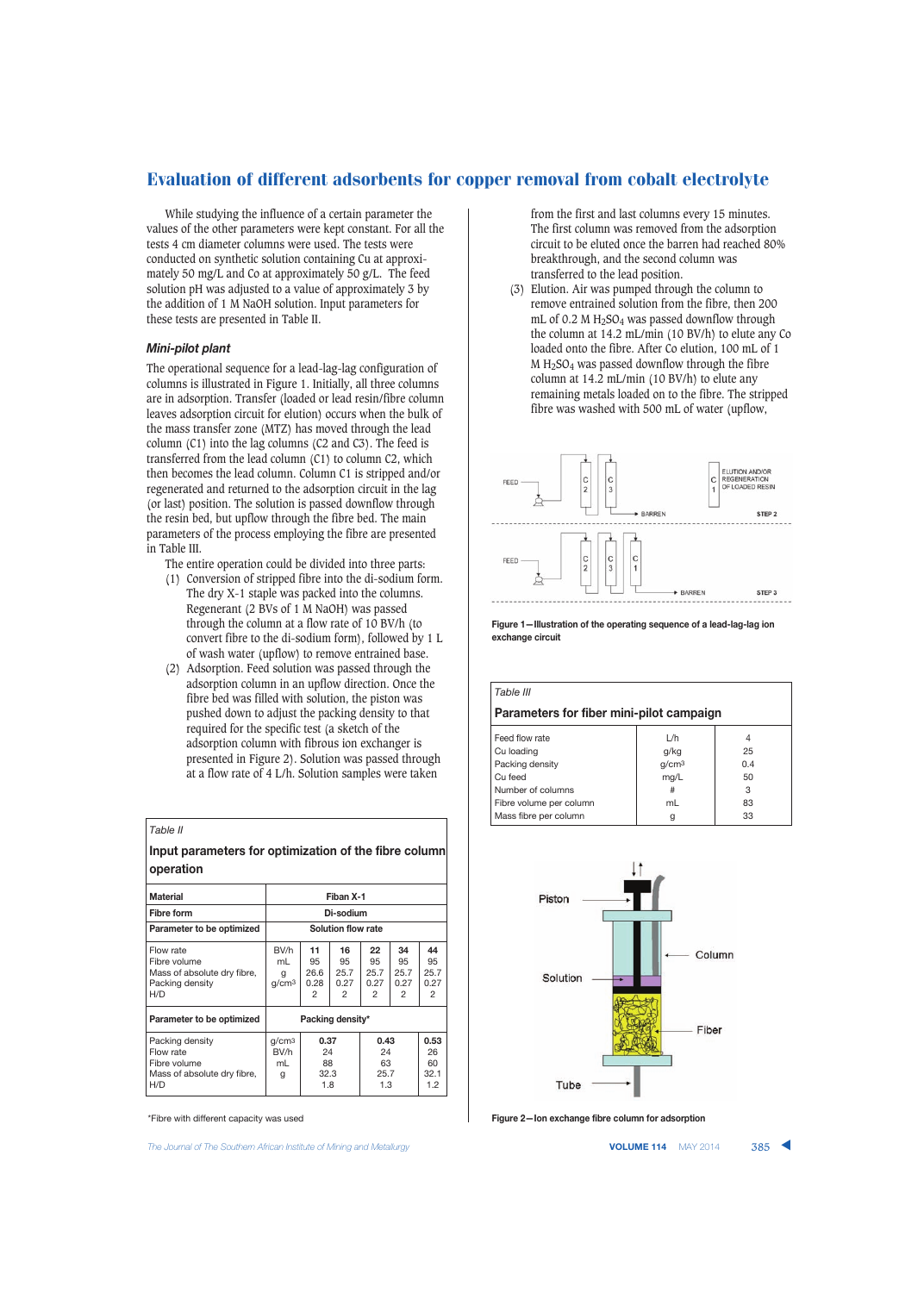While studying the influence of a certain parameter the values of the other parameters were kept constant. For all the tests 4 cm diameter columns were used. The tests were conducted on synthetic solution containing Cu at approximately 50 mg/L and Co at approximately 50 g/L. The feed solution pH was adjusted to a value of approximately 3 by the addition of 1 M NaOH solution. Input parameters for these tests are presented in Table II.

### *Mini-pilot plant*

The operational sequence for a lead-lag-lag configuration of columns is illustrated in Figure 1. Initially, all three columns are in adsorption. Transfer (loaded or lead resin/fibre column leaves adsorption circuit for elution) occurs when the bulk of the mass transfer zone (MTZ) has moved through the lead column (C1) into the lag columns (C2 and C3). The feed is transferred from the lead column (C1) to column C2, which then becomes the lead column. Column C1 is stripped and/or regenerated and returned to the adsorption circuit in the lag (or last) position. The solution is passed downflow through the resin bed, but upflow through the fibre bed. The main parameters of the process employing the fibre are presented in Table III.

The entire operation could be divided into three parts:

(1) Conversion of stripped fibre into the di-sodium form. The dry X-1 staple was packed into the columns. Regenerant (2 BVs of 1 M NaOH) was passed through the column at a flow rate of 10 BV/h (to convert fibre to the di-sodium form), followed by 1 L of wash water (upflow) to remove entrained base.

(2) Adsorption. Feed solution was passed through the adsorption column in an upflow direction. Once the fibre bed was filled with solution, the piston was pushed down to adjust the packing density to that required for the specific test (a sketch of the adsorption column with fibrous ion exchanger is presented in Figure 2). Solution was passed through at a flow rate of 4 L/h. Solution samples were taken from the first and last columns every 15 minutes. The first column was removed from the adsorption circuit to be eluted once the barren had reached 80% breakthrough, and the second column was transferred to the lead position.

(3) Elution. Air was pumped through the column to remove entrained solution from the fibre, then 200 mL of 0.2 M $H_2SO_4$ was passed downflow through the column at 14.2 mL/min (10 BV/h) to elute any Co loaded onto the fibre. After Co elution, 100 mL of 1 M $H_2SO_4$ was passed downflow through the fibre column at 14.2 mL/min (10 BV/h) to elute any remaining metals loaded on to the fibre. The stripped fibre was washed with 500 mL of water (upflow,

Table II

**Input parameters for optimization of the fibre column operation**

| Material | | Fiban X-1 | | | | |
|---|---|---|---|---|---|---|
| **Fibre form** | | **Di-sodium** | | | | |
| **Parameter to be optimized** | | **Solution flow rate** | | | | |
| Flow rate | BV/h | **11** | **16** | **22** | **34** | **44** |
| Fibre volume | mL | 95 | 95 | 95 | 95 | 95 |
| Mass of absolute dry fibre, | g | 26.6 | 25.7 | 25.7 | 25.7 | 25.7 |
| Packing density | g/cm³ | 0.28 | 0.27 | 0.27 | 0.27 | 0.27 |
| H/D | | 2 | 2 | 2 | 2 | 2 |
| **Parameter to be optimized** | | **Packing density*** | | | | |
| Packing density | g/cm³ | **0.37** | | **0.43** | | **0.53** |
| Flow rate | BV/h | 24 | | 24 | | 26 |
| Fibre volume | mL | 88 | | 63 | | 60 |
| Mass of absolute dry fibre, | g | 32.3 | | 25.7 | | 32.1 |
| H/D | | 1.8 | | 1.3 | | 1.2 |

*Fibre with different capacity was used

Figure 1—Illustration of the operating sequence of a lead-lag-lag ion exchange circuit

Table III

**Parameters for fiber mini-pilot campaign**

| Parameter | Unit | Value |
|---|---|---|
| Feed flow rate | L/h | 4 |
| Cu loading | g/kg | 25 |
| Packing density | g/cm³ | 0.4 |
| Cu feed | mg/L | 50 |
| Number of columns | # | 3 |
| Fibre volume per column | mL | 83 |
| Mass fibre per column | g | 33 |

Figure 2—Ion exchange fibre column for adsorption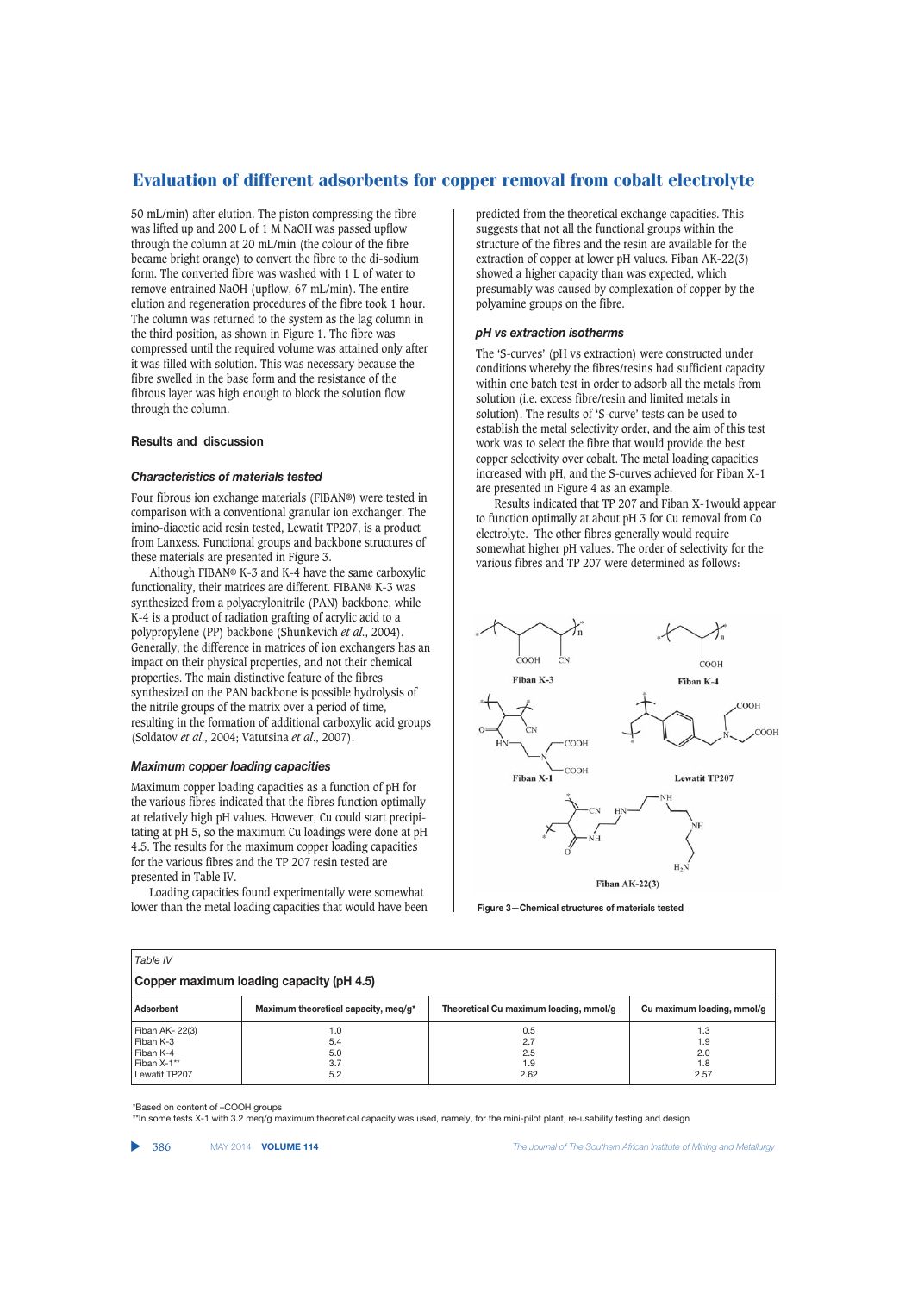50 mL/min) after elution. The piston compressing the fibre was lifted up and 200 L of 1 M NaOH was passed upflow through the column at 20 mL/min (the colour of the fibre became bright orange) to convert the fibre to the di-sodium form. The converted fibre was washed with 1 L of water to remove entrained NaOH (upflow, 67 mL/min). The entire elution and regeneration procedures of the fibre took 1 hour. The column was returned to the system as the lag column in the third position, as shown in Figure 1. The fibre was compressed until the required volume was attained only after it was filled with solution. This was necessary because the fibre swelled in the base form and the resistance of the fibrous layer was high enough to block the solution flow through the column.

## Results and discussion

### *Characteristics of materials tested*

Four fibrous ion exchange materials (FIBAN®) were tested in comparison with a conventional granular ion exchanger. The imino-diacetic acid resin tested, Lewatit TP207, is a product from Lanxess. Functional groups and backbone structures of these materials are presented in Figure 3.

Although FIBAN® K-3 and K-4 have the same carboxylic functionality, their matrices are different. FIBAN® K-3 was synthesized from a polyacrylonitrile (PAN) backbone, while K-4 is a product of radiation grafting of acrylic acid to a polypropylene (PP) backbone (Shunkevich *et al.*, 2004). Generally, the difference in matrices of ion exchangers has an impact on their physical properties, and not their chemical properties. The main distinctive feature of the fibres synthesized on the PAN backbone is possible hydrolysis of the nitrile groups of the matrix over a period of time, resulting in the formation of additional carboxylic acid groups (Soldatov *et al.*, 2004; Vatutsina *et al.*, 2007).

### *Maximum copper loading capacities*

Maximum copper loading capacities as a function of pH for the various fibres indicated that the fibres function optimally at relatively high pH values. However, Cu could start precipitating at pH 5, so the maximum Cu loadings were done at pH 4.5. The results for the maximum copper loading capacities for the various fibres and the TP 207 resin tested are presented in Table IV.

Loading capacities found experimentally were somewhat lower than the metal loading capacities that would have been predicted from the theoretical exchange capacities. This suggests that not all the functional groups within the structure of the fibres and the resin are available for the extraction of copper at lower pH values. Fiban AK-22(3) showed a higher capacity than was expected, which presumably was caused by complexation of copper by the polyamine groups on the fibre.

### *pH vs extraction isotherms*

The 'S-curves' (pH vs extraction) were constructed under conditions whereby the fibres/resins had sufficient capacity within one batch test in order to adsorb all the metals from solution (i.e. excess fibre/resin and limited metals in solution). The results of 'S-curve' tests can be used to establish the metal selectivity order, and the aim of this test work was to select the fibre that would provide the best copper selectivity over cobalt. The metal loading capacities increased with pH, and the S-curves achieved for Fiban X-1 are presented in Figure 4 as an example.

Results indicated that TP 207 and Fiban X-1would appear to function optimally at about pH 3 for Cu removal from Co electrolyte. The other fibres generally would require somewhat higher pH values. The order of selectivity for the various fibres and TP 207 were determined as follows:

**Figure 3—Chemical structures of materials tested**

*Table IV*

**Copper maximum loading capacity (pH 4.5)**

| Adsorbent | Maximum theoretical capacity, meq/g* | Theoretical Cu maximum loading, mmol/g | Cu maximum loading, mmol/g |
|---|---|---|---|
| Fiban AK- 22(3) | 1.0 | 0.5 | 1.3 |
| Fiban K-3 | 5.4 | 2.7 | 1.9 |
| Fiban K-4 | 5.0 | 2.5 | 2.0 |
| Fiban X-1** | 3.7 | 1.9 | 1.8 |
| Lewatit TP207 | 5.2 | 2.62 | 2.57 |

*Based on content of –COOH groups

**In some tests X-1 with 3.2 meq/g maximum theoretical capacity was used, namely, for the mini-pilot plant, re-usability testing and design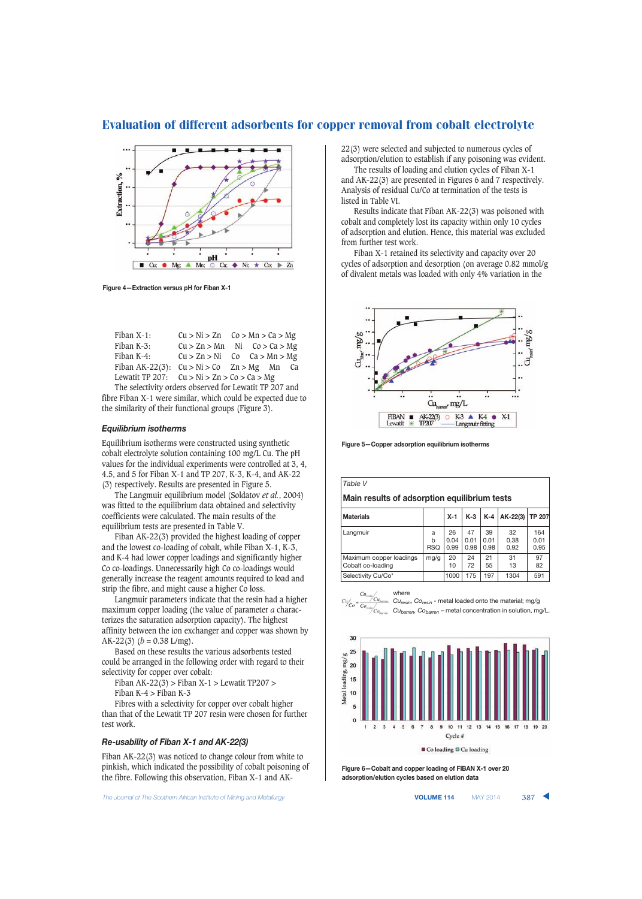# Evaluation of different adsorbents for copper removal from cobalt electrolyte

Figure 4—Extraction versus pH for Fiban X-1

| | | | | |
|---|---|---|---|---|
| Fiban X-1: | Cu > Ni > Zn | Co > Mn > Ca > Mg | | |
| Fiban K-3: | Cu > Zn > Mn | Ni | Co > Ca > Mg | |
| Fiban K-4: | Cu > Zn > Ni | Co | Ca > Mn > Mg | |
| Fiban AK-22(3): | Cu > Ni > Co | Zn > Mg | Mn | Ca |
| Lewatit TP 207: | Cu > Ni > Zn > Co > Ca > Mg | | | |

The selectivity orders observed for Lewatit TP 207 and fibre Fiban X-1 were similar, which could be expected due to the similarity of their functional groups (Figure 3).

### *Equilibrium isotherms*

Equilibrium isotherms were constructed using synthetic cobalt electrolyte solution containing 100 mg/L Cu. The pH values for the individual experiments were controlled at 3, 4, 4.5, and 5 for Fiban X-1 and TP 207, K-3, K-4, and AK-22 (3) respectively. Results are presented in Figure 5.

The Langmuir equilibrium model (Soldatov *et al.*, 2004) was fitted to the equilibrium data obtained and selectivity coefficients were calculated. The main results of the equilibrium tests are presented in Table V.

Fiban AK-22(3) provided the highest loading of copper and the lowest co-loading of cobalt, while Fiban X-1, K-3, and K-4 had lower copper loadings and significantly higher Co co-loadings. Unnecessarily high Co co-loadings would generally increase the reagent amounts required to load and strip the fibre, and might cause a higher Co loss.

Langmuir parameters indicate that the resin had a higher maximum copper loading (the value of parameter *a* characterizes the saturation adsorption capacity). The highest affinity between the ion exchanger and copper was shown by AK-22(3) ($b$ = 0.38 L/mg).

Based on these results the various adsorbents tested could be arranged in the following order with regard to their selectivity for copper over cobalt:

Fiban AK-22(3) > Fiban X-1 > Lewatit TP207 > Fiban K-4 > Fiban K-3

Fibres with a selectivity for copper over cobalt higher than that of the Lewatit TP 207 resin were chosen for further test work.

### *Re-usability of Fiban X-1 and AK-22(3)*

Fiban AK-22(3) was noticed to change colour from white to pinkish, which indicated the possibility of cobalt poisoning of the fibre. Following this observation, Fiban X-1 and AK-22(3) were selected and subjected to numerous cycles of adsorption/elution to establish if any poisoning was evident.

The results of loading and elution cycles of Fiban X-1 and AK-22(3) are presented in Figures 6 and 7 respectively. Analysis of residual Cu/Co at termination of the tests is listed in Table VI.

Results indicate that Fiban AK-22(3) was poisoned with cobalt and completely lost its capacity within only 10 cycles of adsorption and elution. Hence, this material was excluded from further test work.

Fiban X-1 retained its selectivity and capacity over 20 cycles of adsorption and desorption (on average 0.82 mmol/g of divalent metals was loaded with only 4% variation in the

Figure 5—Copper adsorption equilibrium isotherms

*Table V*

**Main results of adsorption equilibrium tests**

| Materials | | X-1 | K-3 | K-4 | AK-22(3) | TP 207 |
|---|---|---|---|---|---|---|
| Langmuir | a | 26 | 47 | 39 | 32 | 164 |
| | b | 0.04 | 0.01 | 0.01 | 0.38 | 0.01 |
| | RSQ | 0.99 | 0.98 | 0.98 | 0.92 | 0.95 |
| Maximum copper loadings | mg/g | 20 | 24 | 21 | 31 | 97 |
| Cobalt co-loading | | 10 | 72 | 55 | 13 | 82 |
| Selectivity Cu/Co* | | 1000 | 175 | 197 | 1304 | 591 |

$$Cu/Co = \frac{Cu_{resin}/Cu_{barren}}{Co_{resin}/Co_{barren}}$$

where
$Cu_{resin}$, $Co_{resin}$ - metal loaded onto the material; mg/g
$Cu_{barren}$, $Co_{barren}$ – metal concentration in solution, mg/L.

Figure 6—Cobalt and copper loading of FIBAN X-1 over 20 adsorption/elution cycles based on elution data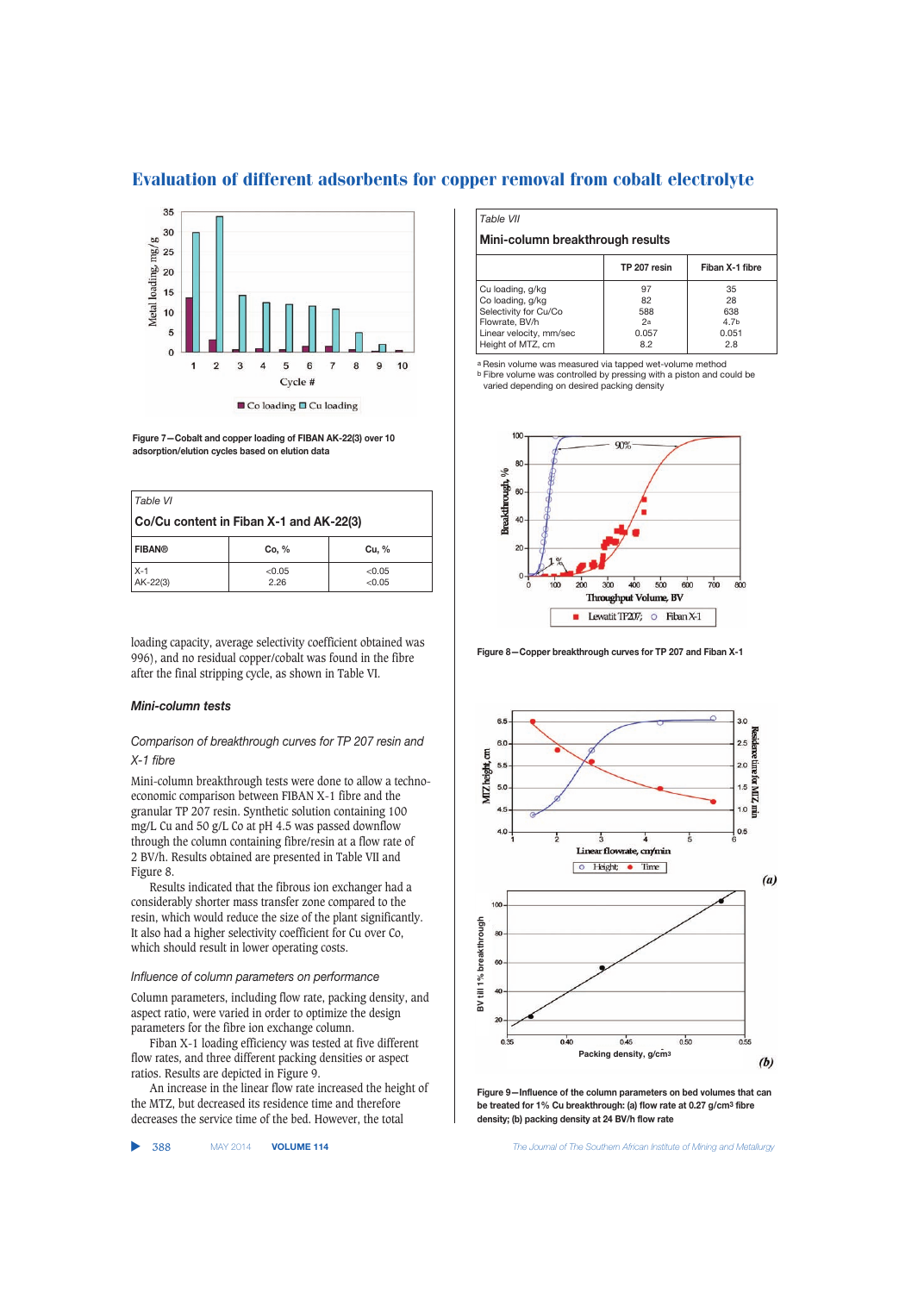Figure 7—Cobalt and copper loading of FIBAN AK-22(3) over 10 adsorption/elution cycles based on elution data

Table VI

**Co/Cu content in Fiban X-1 and AK-22(3)**

| FIBAN® | Co, % | Cu, % |
|---|---|---|
| X-1 | <0.05 | <0.05 |
| AK-22(3) | 2.26 | <0.05 |

loading capacity, average selectivity coefficient obtained was 996), and no residual copper/cobalt was found in the fibre after the final stripping cycle, as shown in Table VI.

### *Mini-column tests*

#### *Comparison of breakthrough curves for TP 207 resin and X-1 fibre*

Mini-column breakthrough tests were done to allow a techno-economic comparison between FIBAN X-1 fibre and the granular TP 207 resin. Synthetic solution containing 100 mg/L Cu and 50 g/L Co at pH 4.5 was passed downflow through the column containing fibre/resin at a flow rate of 2 BV/h. Results obtained are presented in Table VII and Figure 8.

Results indicated that the fibrous ion exchanger had a considerably shorter mass transfer zone compared to the resin, which would reduce the size of the plant significantly. It also had a higher selectivity coefficient for Cu over Co, which should result in lower operating costs.

#### *Influence of column parameters on performance*

Column parameters, including flow rate, packing density, and aspect ratio, were varied in order to optimize the design parameters for the fibre ion exchange column.

Fiban X-1 loading efficiency was tested at five different flow rates, and three different packing densities or aspect ratios. Results are depicted in Figure 9.

An increase in the linear flow rate increased the height of the MTZ, but decreased its residence time and therefore decreases the service time of the bed. However, the total

Table VII

**Mini-column breakthrough results**

| | TP 207 resin | Fiban X-1 fibre |
|---|---|---|
| Cu loading, g/kg | 97 | 35 |
| Co loading, g/kg | 82 | 28 |
| Selectivity for Cu/Co | 588 | 638 |
| Flowrate, BV/h | 2[a] | 4.7[b] |
| Linear velocity, mm/sec | 0.057 | 0.051 |
| Height of MTZ, cm | 8.2 | 2.8 |

[a] Resin volume was measured via tapped wet-volume method
[b] Fibre volume was controlled by pressing with a piston and could be varied depending on desired packing density

Figure 8—Copper breakthrough curves for TP 207 and Fiban X-1

Figure 9—Influence of the column parameters on bed volumes that can be treated for 1% Cu breakthrough: (a) flow rate at 0.27 g/cm³ fibre density; (b) packing density at 24 BV/h flow rate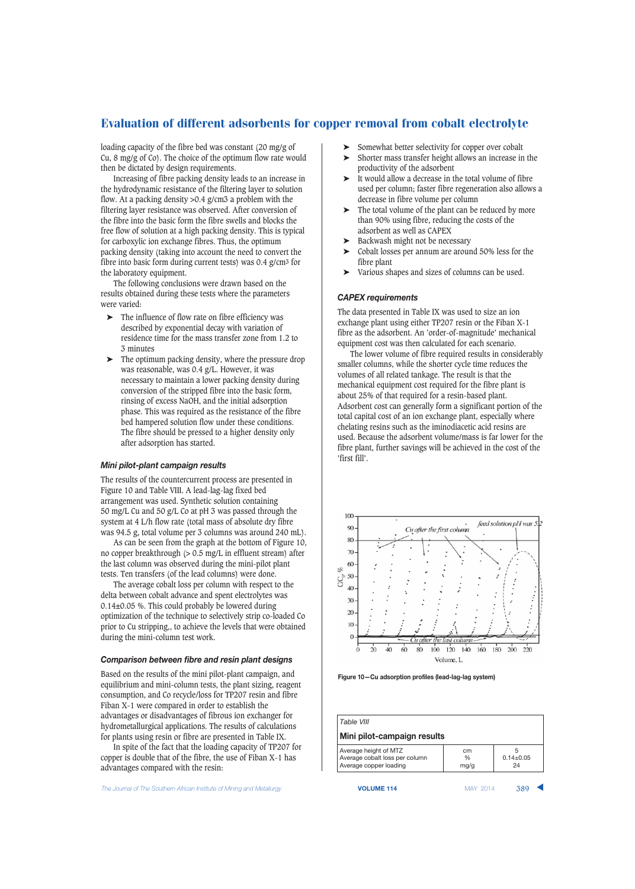loading capacity of the fibre bed was constant (20 mg/g of Cu, 8 mg/g of Co). The choice of the optimum flow rate would then be dictated by design requirements.

Increasing of fibre packing density leads to an increase in the hydrodynamic resistance of the filtering layer to solution flow. At a packing density >0.4 g/cm3 a problem with the filtering layer resistance was observed. After conversion of the fibre into the basic form the fibre swells and blocks the free flow of solution at a high packing density. This is typical for carboxylic ion exchange fibres. Thus, the optimum packing density (taking into account the need to convert the fibre into basic form during current tests) was 0.4 g/cm³ for the laboratory equipment.

The following conclusions were drawn based on the results obtained during these tests where the parameters were varied:

- The influence of flow rate on fibre efficiency was described by exponential decay with variation of residence time for the mass transfer zone from 1.2 to 3 minutes
- The optimum packing density, where the pressure drop was reasonable, was 0.4 g/L. However, it was necessary to maintain a lower packing density during conversion of the stripped fibre into the basic form, rinsing of excess NaOH, and the initial adsorption phase. This was required as the resistance of the fibre bed hampered solution flow under these conditions. The fibre should be pressed to a higher density only after adsorption has started.

### *Mini pilot-plant campaign results*

The results of the countercurrent process are presented in Figure 10 and Table VIII. A lead-lag-lag fixed bed arrangement was used. Synthetic solution containing 50 mg/L Cu and 50 g/L Co at pH 3 was passed through the system at 4 L/h flow rate (total mass of absolute dry fibre was 94.5 g, total volume per 3 columns was around 240 mL).

As can be seen from the graph at the bottom of Figure 10, no copper breakthrough (> 0.5 mg/L in effluent stream) after the last column was observed during the mini-pilot plant tests. Ten transfers (of the lead columns) were done.

The average cobalt loss per column with respect to the delta between cobalt advance and spent electrolytes was 0.14±0.05 %. This could probably be lowered during optimization of the technique to selectively strip co-loaded Co prior to Cu stripping,, to achieve the levels that were obtained during the mini-column test work.

### *Comparison between fibre and resin plant designs*

Based on the results of the mini pilot-plant campaign, and equilibrium and mini-column tests, the plant sizing, reagent consumption, and Co recycle/loss for TP207 resin and fibre Fiban X-1 were compared in order to establish the advantages or disadvantages of fibrous ion exchanger for hydrometallurgical applications. The results of calculations for plants using resin or fibre are presented in Table IX.

In spite of the fact that the loading capacity of TP207 for copper is double that of the fibre, the use of Fiban X-1 has advantages compared with the resin:

- Somewhat better selectivity for copper over cobalt
- Shorter mass transfer height allows an increase in the productivity of the adsorbent
- It would allow a decrease in the total volume of fibre used per column; faster fibre regeneration also allows a decrease in fibre volume per column
- The total volume of the plant can be reduced by more than 90% using fibre, reducing the costs of the adsorbent as well as CAPEX
- Backwash might not be necessary
- Cobalt losses per annum are around 50% less for the fibre plant
- Various shapes and sizes of columns can be used.

### *CAPEX requirements*

The data presented in Table IX was used to size an ion exchange plant using either TP207 resin or the Fiban X-1 fibre as the adsorbent. An 'order-of-magnitude' mechanical equipment cost was then calculated for each scenario.

The lower volume of fibre required results in considerably smaller columns, while the shorter cycle time reduces the volumes of all related tankage. The result is that the mechanical equipment cost required for the fibre plant is about 25% of that required for a resin-based plant. Adsorbent cost can generally form a significant portion of the total capital cost of an ion exchange plant, especially where chelating resins such as the iminodiacetic acid resins are used. Because the adsorbent volume/mass is far lower for the fibre plant, further savings will be achieved in the cost of the 'first fill'.

Figure 10—Cu adsorption profiles (lead-lag-lag system)

| Table VIII | | |
|---|---|---|
| **Mini pilot-campaign results** | | |
| Average height of MTZ | cm | 5 |
| Average cobalt loss per column | % | 0.14±0.05 |
| Average copper loading | mg/g | 24 |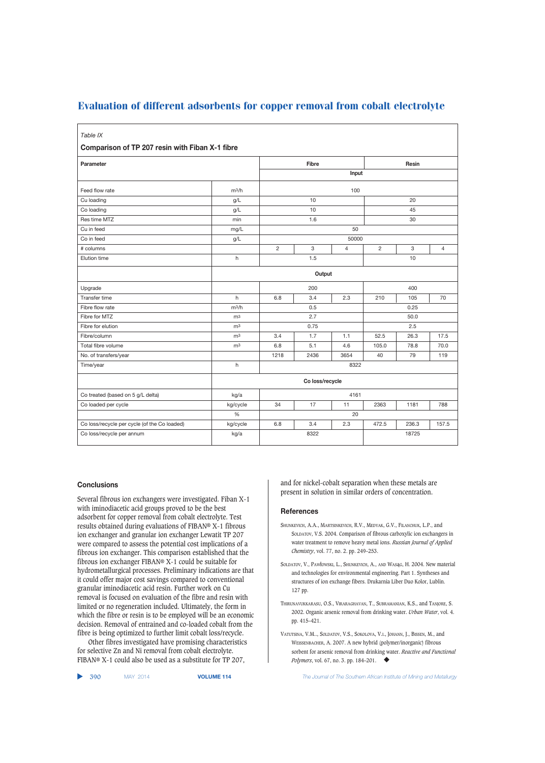*Table IX*

**Comparison of TP 207 resin with Fiban X-1 fibre**

| Parameter | | Fibre | | | Resin | | |
|---|---|---|---|---|---|---|---|
| | | Input | | | | | |
| Feed flow rate | $m^3/h$ | 100 | | | | | |
| Cu loading | g/L | 10 | | | 20 | | |
| Co loading | g/L | 10 | | | 45 | | |
| Res time MTZ | min | 1.6 | | | 30 | | |
| Cu in feed | mg/L | 50 | | | | | |
| Co in feed | g/L | 50000 | | | | | |
| # columns | | 2 | 3 | 4 | 2 | 3 | 4 |
| Elution time | h | 1.5 | | | 10 | | |
| | | Output | | | | | |
| Upgrade | | 200 | | | 400 | | |
| Transfer time | h | 6.8 | 3.4 | 2.3 | 210 | 105 | 70 |
| Fibre flow rate | $m^3/h$ | 0.5 | | | 0.25 | | |
| Fibre for MTZ | $m^3$ | 2.7 | | | 50.0 | | |
| Fibre for elution | $m^3$ | 0.75 | | | 2.5 | | |
| Fibre/column | $m^3$ | 3.4 | 1.7 | 1.1 | 52.5 | 26.3 | 17.5 |
| Total fibre volume | $m^3$ | 6.8 | 5.1 | 4.6 | 105.0 | 78.8 | 70.0 |
| No. of transfers/year | | 1218 | 2436 | 3654 | 40 | 79 | 119 |
| Time/year | h | 8322 | | | | | |
| | | Co loss/recycle | | | | | |
| Co treated (based on 5 g/L delta) | kg/a | 4161 | | | | | |
| Co loaded per cycle | kg/cycle | 34 | 17 | 11 | 2363 | 1181 | 788 |
| | % | 20 | | | | | |
| Co loss/recycle per cycle (of the Co loaded) | kg/cycle | 6.8 | 3.4 | 2.3 | 472.5 | 236.3 | 157.5 |
| Co loss/recycle per annum | kg/a | 8322 | | | 18725 | | |

## Conclusions

Several fibrous ion exchangers were investigated. Fiban X-1 with iminodiacetic acid groups proved to be the best adsorbent for copper removal from cobalt electrolyte. Test results obtained during evaluations of FIBAN® X-1 fibrous ion exchanger and granular ion exchanger Lewatit TP 207 were compared to assess the potential cost implications of a fibrous ion exchanger. This comparison established that the fibrous ion exchanger FIBAN® X-1 could be suitable for hydrometallurgical processes. Preliminary indications are that it could offer major cost savings compared to conventional granular iminodiacetic acid resin. Further work on Cu removal is focused on evaluation of the fibre and resin with limited or no regeneration included. Ultimately, the form in which the fibre or resin is to be employed will be an economic decision. Removal of entrained and co-loaded cobalt from the fibre is being optimized to further limit cobalt loss/recycle.

Other fibres investigated have promising characteristics for selective Zn and Ni removal from cobalt electrolyte. FIBAN® X-1 could also be used as a substitute for TP 207, and for nickel-cobalt separation when these metals are present in solution in similar orders of concentration.

## References

SHUNKEVICH, A.A., MARTSINKEVICH, R.V., MEDYAK, G.V., FILANCHUK, L.P., and SOLDATOV, V.S. 2004. Comparison of fibrous carboxylic ion exchangers in water treatment to remove heavy metal ions. *Russian Journal of Applied Chemistry*, vol. 77, no. 2. pp. 249–253.

SOLDATOV, V., PAWŁOWSKI, L., SHUNKEVICH, A., AND WASĄG, H. 2004. New material and technologies for environmental engineering. Part 1. Syntheses and structures of ion exchange fibers. Drukarnia Liber Duo Kolor, Lublin. 127 pp.

THIRUNAVUKKARASU, O.S., VIRARAGHAVAN, T., SUBRAMANIAN, K.S., and TANJORE, S. 2002. Organic arsenic removal from drinking water. *Urban Water*, vol. 4. pp. 415–421.

VATUTSINA, V.M., SOLDATOV, V.S., SOKOLOVA, V.I., JOHANN, J., BISSEN, M., and WEISSENBACHER, A. 2007. A new hybrid (polymer/inorganic) fibrous sorbent for arsenic removal from drinking water. *Reactive and Functional Polymers*, vol. 67, no. 3. pp. 184–201. ◆